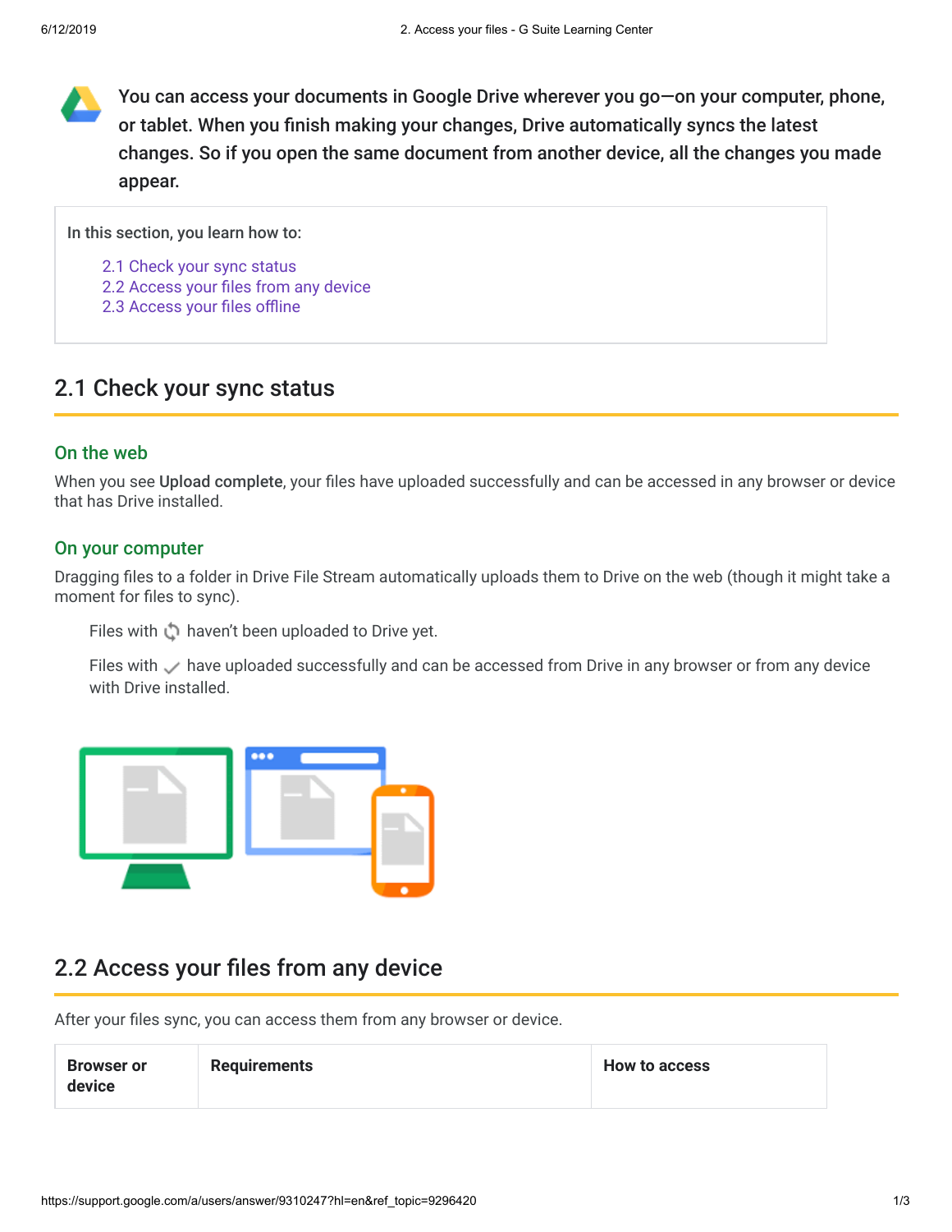You can access your documents in Google Drive wherever you go—on your computer, phone, or tablet. When you finish making your changes, Drive automatically syncs the latest changes. So if you open the same document from another device, all the changes you made appear.

In this section, you learn how to:

- 2.1 Check your sync status
- 2.2 Access your files from any device
- 2.3 Access your files offline

## 2.1 Check your sync status

### On the web

When you see **Upload complete**, your files have uploaded successfully and can be accessed in any browser or device that has Drive installed.

### On your computer

Dragging files to a folder in Drive File Stream automatically uploads them to Drive on the web (though it might take a moment for files to sync).

Files with ⟳ haven't been uploaded to Drive yet.

Files with ✓ have uploaded successfully and can be accessed from Drive in any browser or from any device with Drive installed.

## 2.2 Access your files from any device

After your files sync, you can access them from any browser or device.

| Browser or device | Requirements | How to access |
| --- | --- | --- |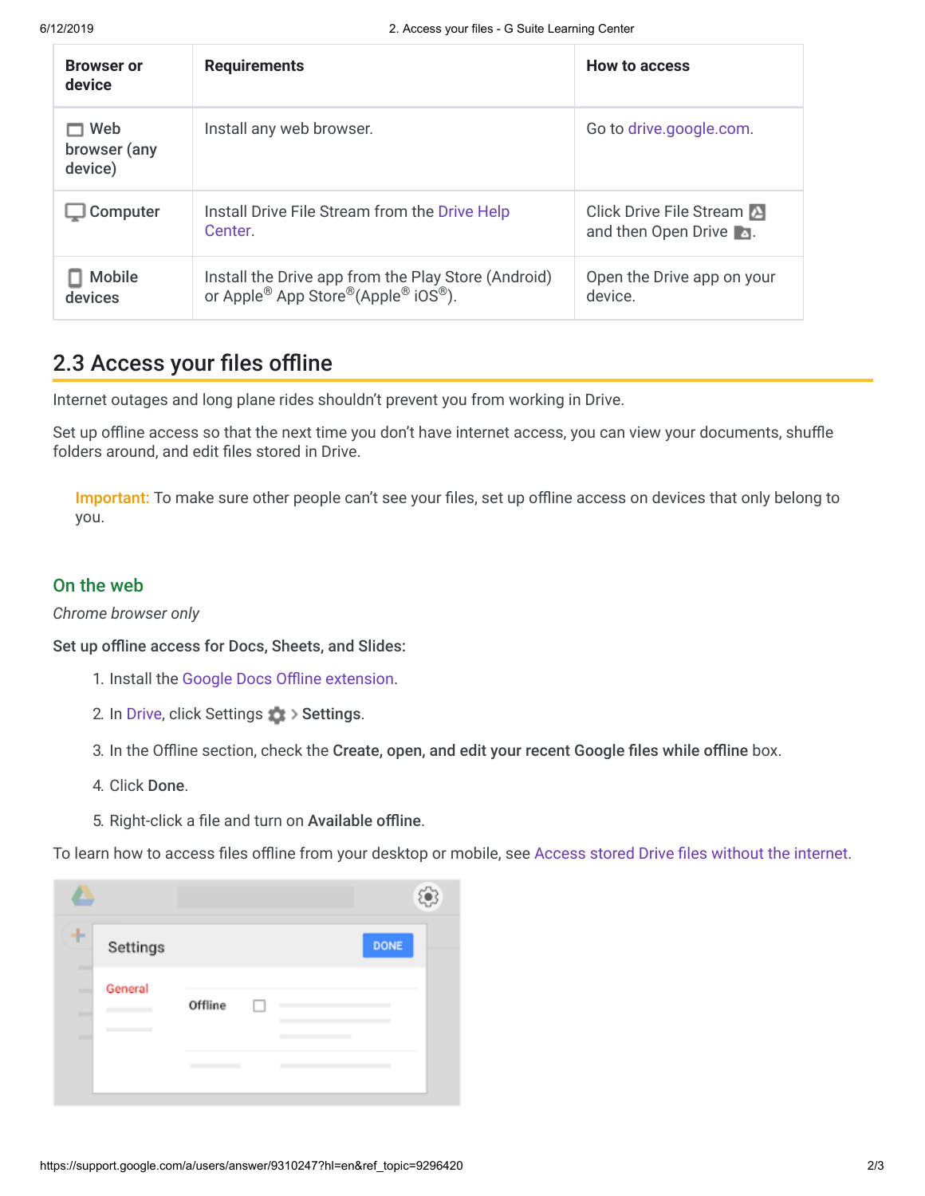| Browser or device | Requirements | How to access |
| --- | --- | --- |
| Web browser (any device) | Install any web browser. | Go to drive.google.com. |
| Computer | Install Drive File Stream from the Drive Help Center. | Click Drive File Stream and then Open Drive. |
| Mobile devices | Install the Drive app from the Play Store (Android) or Apple® App Store®(Apple® iOS®). | Open the Drive app on your device. |

## 2.3 Access your files offline

Internet outages and long plane rides shouldn't prevent you from working in Drive.

Set up offline access so that the next time you don't have internet access, you can view your documents, shuffle folders around, and edit files stored in Drive.

> Important: To make sure other people can't see your files, set up offline access on devices that only belong to you.

### On the web

*Chrome browser only*

**Set up offline access for Docs, Sheets, and Slides:**

1. Install the Google Docs Offline extension.
2. In Drive, click Settings > **Settings**.
3. In the Offline section, check the **Create, open, and edit your recent Google files while offline** box.
4. Click **Done**.
5. Right-click a file and turn on **Available offline**.

To learn how to access files offline from your desktop or mobile, see Access stored Drive files without the internet.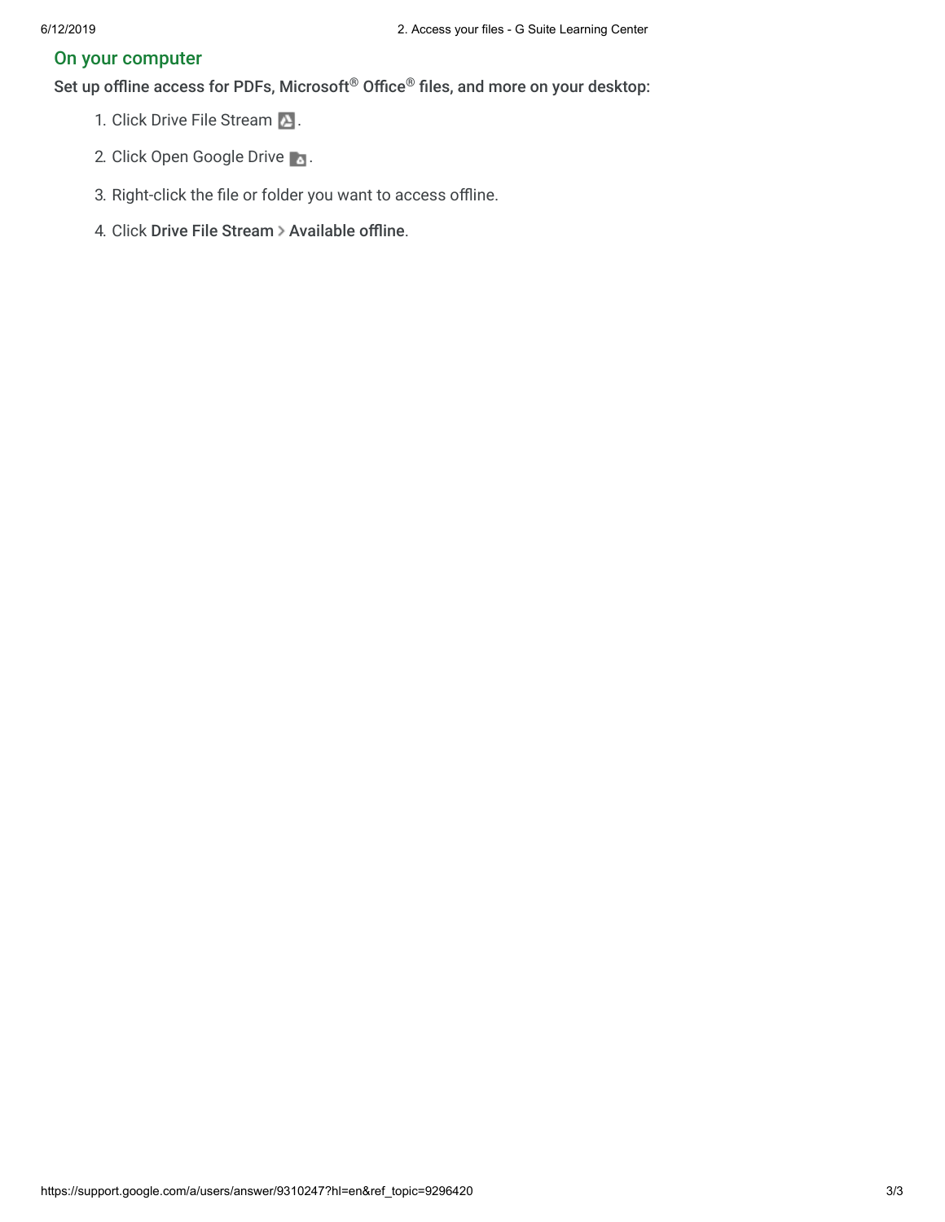## On your computer

**Set up offline access for PDFs, Microsoft® Office® files, and more on your desktop:**

1. Click Drive File Stream.
2. Click Open Google Drive.
3. Right-click the file or folder you want to access offline.
4. Click **Drive File Stream** > **Available offline**.